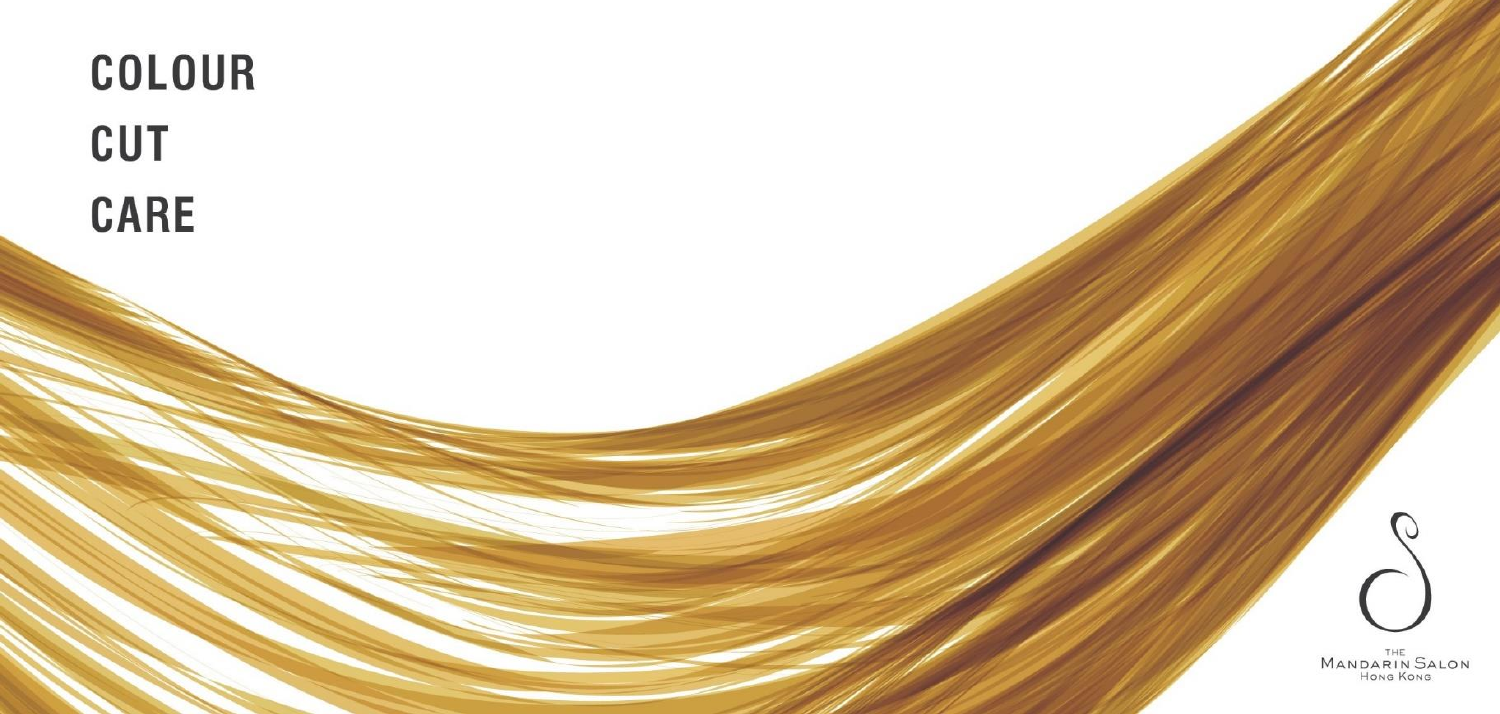# COLOUR
# CUT
# CARE

THE MANDARIN SALON
HONG KONG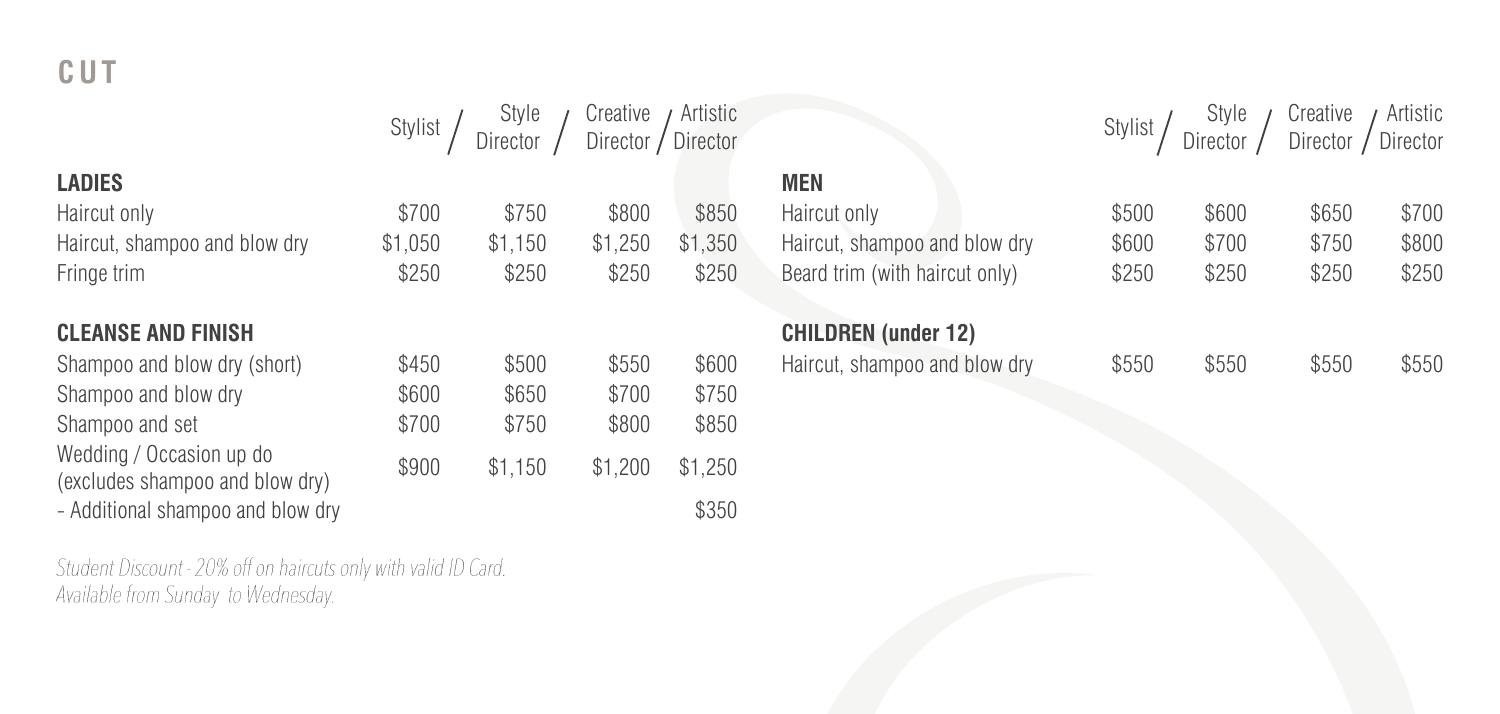# CUT

| LADIES | Stylist | Style Director | Creative Director | Artistic Director |
| --- | --- | --- | --- | --- |
| Haircut only | $700 | $750 | $800 | $850 |
| Haircut, shampoo and blow dry | $1,050 | $1,150 | $1,250 | $1,350 |
| Fringe trim | $250 | $250 | $250 | $250 |
| **CLEANSE AND FINISH** | | | | |
| Shampoo and blow dry (short) | $450 | $500 | $550 | $600 |
| Shampoo and blow dry | $600 | $650 | $700 | $750 |
| Shampoo and set | $700 | $750 | $800 | $850 |
| Wedding / Occasion up do (excludes shampoo and blow dry) | $900 | $1,150 | $1,200 | $1,250 |
| - Additional shampoo and blow dry | | | | $350 |

*Student Discount - 20% off on haircuts only with valid ID Card. Available from Sunday to Wednesday.*

| MEN | Stylist | Style Director | Creative Director | Artistic Director |
| --- | --- | --- | --- | --- |
| Haircut only | $500 | $600 | $650 | $700 |
| Haircut, shampoo and blow dry | $600 | $700 | $750 | $800 |
| Beard trim (with haircut only) | $250 | $250 | $250 | $250 |
| **CHILDREN (under 12)** | | | | |
| Haircut, shampoo and blow dry | $550 | $550 | $550 | $550 |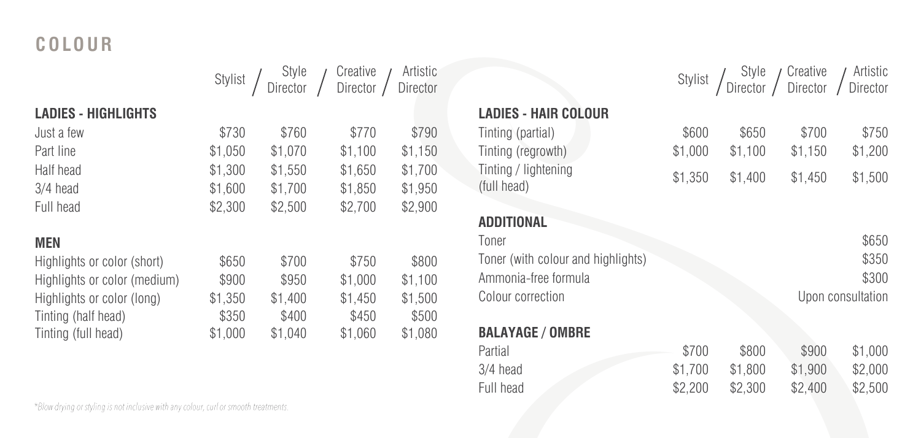# COLOUR

| | Stylist | Style Director | Creative Director | Artistic Director |
|---|---|---|---|---|
| **LADIES - HIGHLIGHTS** | | | | |
| Just a few | $730 | $760 | $770 | $790 |
| Part line | $1,050 | $1,070 | $1,100 | $1,150 |
| Half head | $1,300 | $1,550 | $1,650 | $1,700 |
| 3/4 head | $1,600 | $1,700 | $1,850 | $1,950 |
| Full head | $2,300 | $2,500 | $2,700 | $2,900 |
| **MEN** | | | | |
| Highlights or color (short) | $650 | $700 | $750 | $800 |
| Highlights or color (medium) | $900 | $950 | $1,000 | $1,100 |
| Highlights or color (long) | $1,350 | $1,400 | $1,450 | $1,500 |
| Tinting (half head) | $350 | $400 | $450 | $500 |
| Tinting (full head) | $1,000 | $1,040 | $1,060 | $1,080 |

| | Stylist | Style Director | Creative Director | Artistic Director |
|---|---|---|---|---|
| **LADIES - HAIR COLOUR** | | | | |
| Tinting (partial) | $600 | $650 | $700 | $750 |
| Tinting (regrowth) | $1,000 | $1,100 | $1,150 | $1,200 |
| Tinting / lightening (full head) | $1,350 | $1,400 | $1,450 | $1,500 |

**ADDITIONAL**

| | |
|---|---|
| Toner | $650 |
| Toner (with colour and highlights) | $350 |
| Ammonia-free formula | $300 |
| Colour correction | Upon consultation |

| | Stylist | Style Director | Creative Director | Artistic Director |
|---|---|---|---|---|
| **BALAYAGE / OMBRE** | | | | |
| Partial | $700 | $800 | $900 | $1,000 |
| 3/4 head | $1,700 | $1,800 | $1,900 | $2,000 |
| Full head | $2,200 | $2,300 | $2,400 | $2,500 |

*Blow drying or styling is not inclusive with any colour, curl or smooth treatments.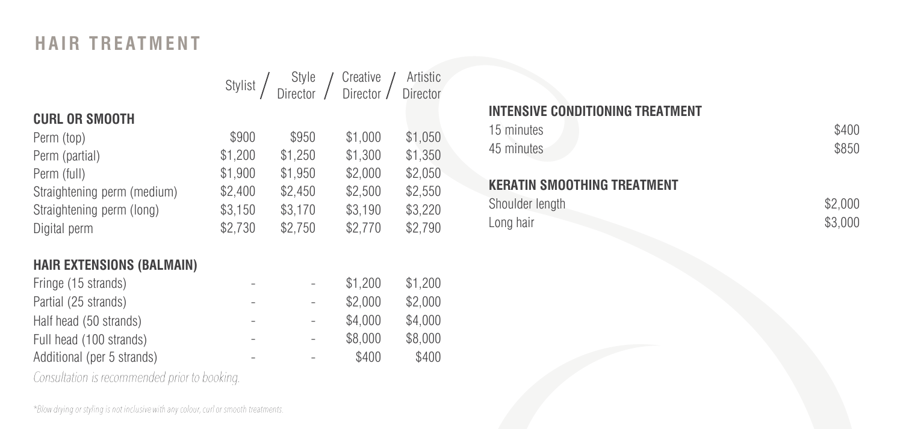# HAIR TREATMENT

| | Stylist | Style Director | Creative Director | Artistic Director |
|---|---|---|---|---|
| **CURL OR SMOOTH** | | | | |
| Perm (top) | $900 | $950 | $1,000 | $1,050 |
| Perm (partial) | $1,200 | $1,250 | $1,300 | $1,350 |
| Perm (full) | $1,900 | $1,950 | $2,000 | $2,050 |
| Straightening perm (medium) | $2,400 | $2,450 | $2,500 | $2,550 |
| Straightening perm (long) | $3,150 | $3,170 | $3,190 | $3,220 |
| Digital perm | $2,730 | $2,750 | $2,770 | $2,790 |
| **HAIR EXTENSIONS (BALMAIN)** | | | | |
| Fringe (15 strands) | - | - | $1,200 | $1,200 |
| Partial (25 strands) | - | - | $2,000 | $2,000 |
| Half head (50 strands) | - | - | $4,000 | $4,000 |
| Full head (100 strands) | - | - | $8,000 | $8,000 |
| Additional (per 5 strands) | - | - | $400 | $400 |

*Consultation is recommended prior to booking.*

*Blow drying or styling is not inclusive with any colour, curl or smooth treatments.

## INTENSIVE CONDITIONING TREATMENT

| | |
|---|---|
| 15 minutes | $400 |
| 45 minutes | $850 |

## KERATIN SMOOTHING TREATMENT

| | |
|---|---|
| Shoulder length | $2,000 |
| Long hair | $3,000 |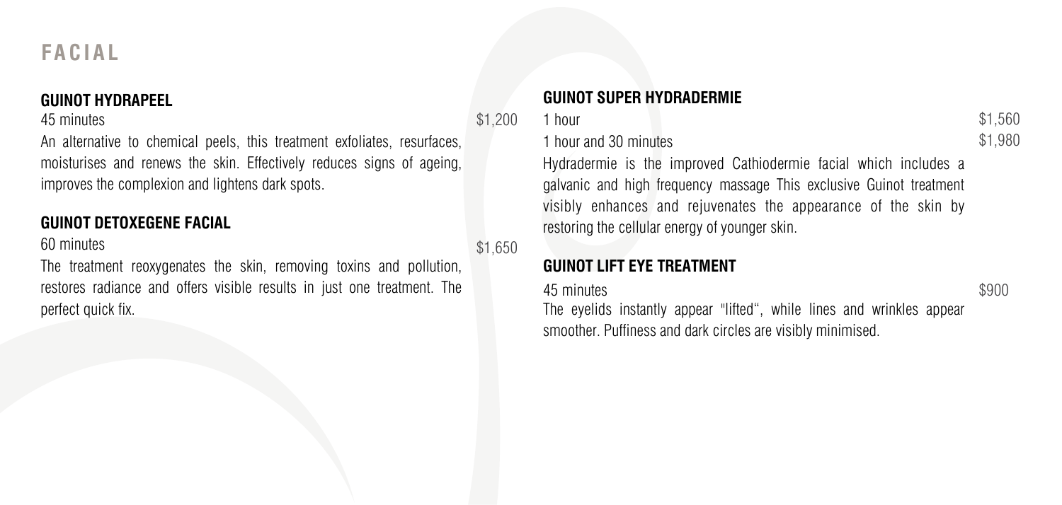# FACIAL

### GUINOT HYDRAPEEL

45 minutes $1,200

An alternative to chemical peels, this treatment exfoliates, resurfaces, moisturises and renews the skin. Effectively reduces signs of ageing, improves the complexion and lightens dark spots.

### GUINOT DETOXEGENE FACIAL

60 minutes $1,650

The treatment reoxygenates the skin, removing toxins and pollution, restores radiance and offers visible results in just one treatment. The perfect quick fix.

### GUINOT SUPER HYDRADERMIE

1 hour $1,560

1 hour and 30 minutes $1,980

Hydradermie is the improved Cathiodermie facial which includes a galvanic and high frequency massage This exclusive Guinot treatment visibly enhances and rejuvenates the appearance of the skin by restoring the cellular energy of younger skin.

### GUINOT LIFT EYE TREATMENT

45 minutes $900

The eyelids instantly appear "lifted", while lines and wrinkles appear smoother. Puffiness and dark circles are visibly minimised.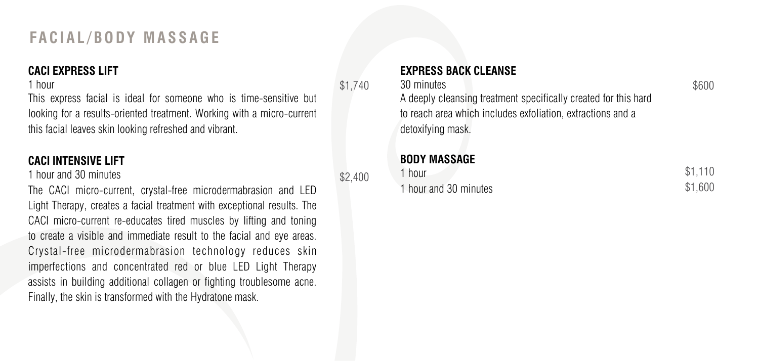# FACIAL/BODY MASSAGE

### CACI EXPRESS LIFT

1 hour — $1,740

This express facial is ideal for someone who is time-sensitive but looking for a results-oriented treatment. Working with a micro-current this facial leaves skin looking refreshed and vibrant.

### CACI INTENSIVE LIFT

1 hour and 30 minutes — $2,400

The CACI micro-current, crystal-free microdermabrasion and LED Light Therapy, creates a facial treatment with exceptional results. The CACI micro-current re-educates tired muscles by lifting and toning to create a visible and immediate result to the facial and eye areas. Crystal-free microdermabrasion technology reduces skin imperfections and concentrated red or blue LED Light Therapy assists in building additional collagen or fighting troublesome acne. Finally, the skin is transformed with the Hydratone mask.

### EXPRESS BACK CLEANSE

30 minutes — $600

A deeply cleansing treatment specifically created for this hard to reach area which includes exfoliation, extractions and a detoxifying mask.

### BODY MASSAGE

1 hour — $1,110

1 hour and 30 minutes — $1,600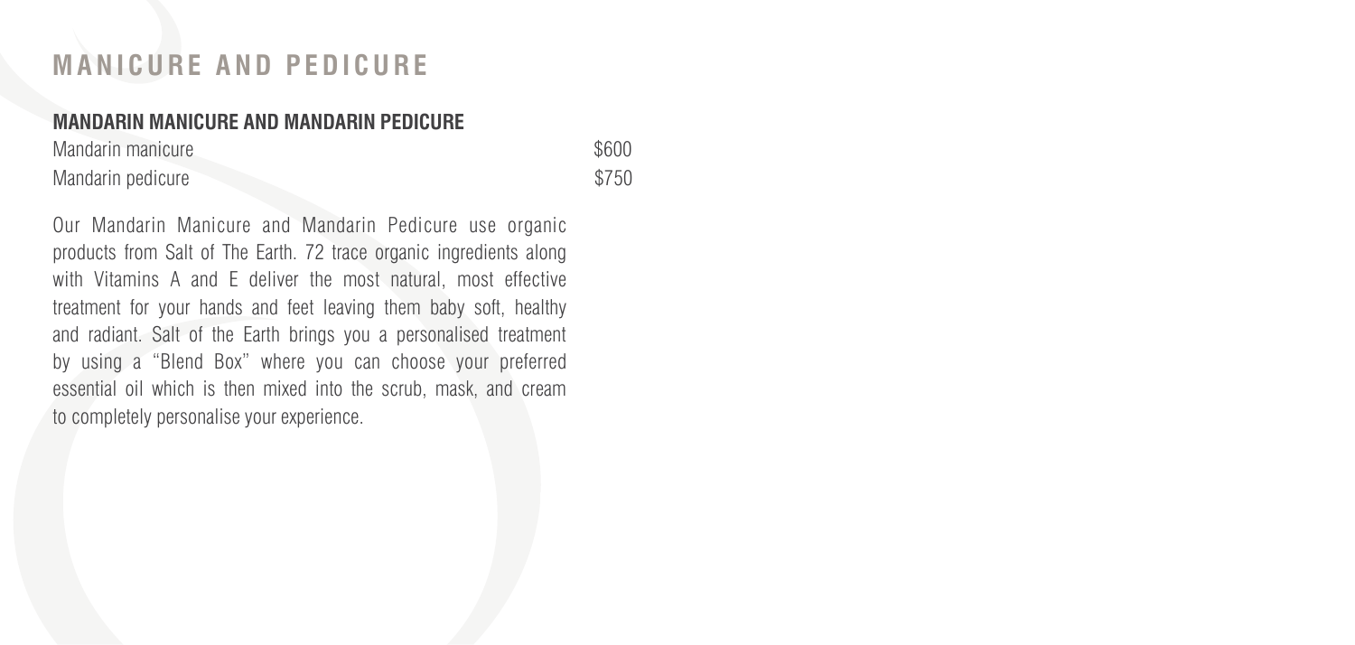# MANICURE AND PEDICURE

## MANDARIN MANICURE AND MANDARIN PEDICURE

| | |
|---|---|
| Mandarin manicure | $600 |
| Mandarin pedicure | $750 |

Our Mandarin Manicure and Mandarin Pedicure use organic products from Salt of The Earth. 72 trace organic ingredients along with Vitamins A and E deliver the most natural, most effective treatment for your hands and feet leaving them baby soft, healthy and radiant. Salt of the Earth brings you a personalised treatment by using a "Blend Box" where you can choose your preferred essential oil which is then mixed into the scrub, mask, and cream to completely personalise your experience.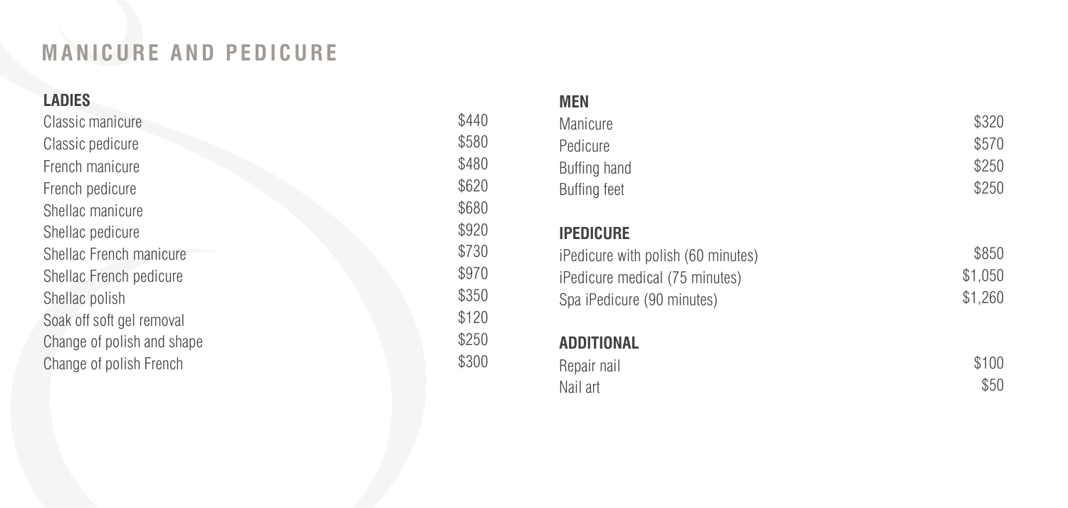# MANICURE AND PEDICURE

## LADIES

| Service | Price |
| --- | --- |
| Classic manicure | $440 |
| Classic pedicure | $580 |
| French manicure | $480 |
| French pedicure | $620 |
| Shellac manicure | $680 |
| Shellac pedicure | $920 |
| Shellac French manicure | $730 |
| Shellac French pedicure | $970 |
| Shellac polish | $350 |
| Soak off soft gel removal | $120 |
| Change of polish and shape | $250 |
| Change of polish French | $300 |

## MEN

| Service | Price |
| --- | --- |
| Manicure | $320 |
| Pedicure | $570 |
| Buffing hand | $250 |
| Buffing feet | $250 |

## IPEDICURE

| Service | Price |
| --- | --- |
| iPedicure with polish (60 minutes) | $850 |
| iPedicure medical (75 minutes) | $1,050 |
| Spa iPedicure (90 minutes) | $1,260 |

## ADDITIONAL

| Service | Price |
| --- | --- |
| Repair nail | $100 |
| Nail art | $50 |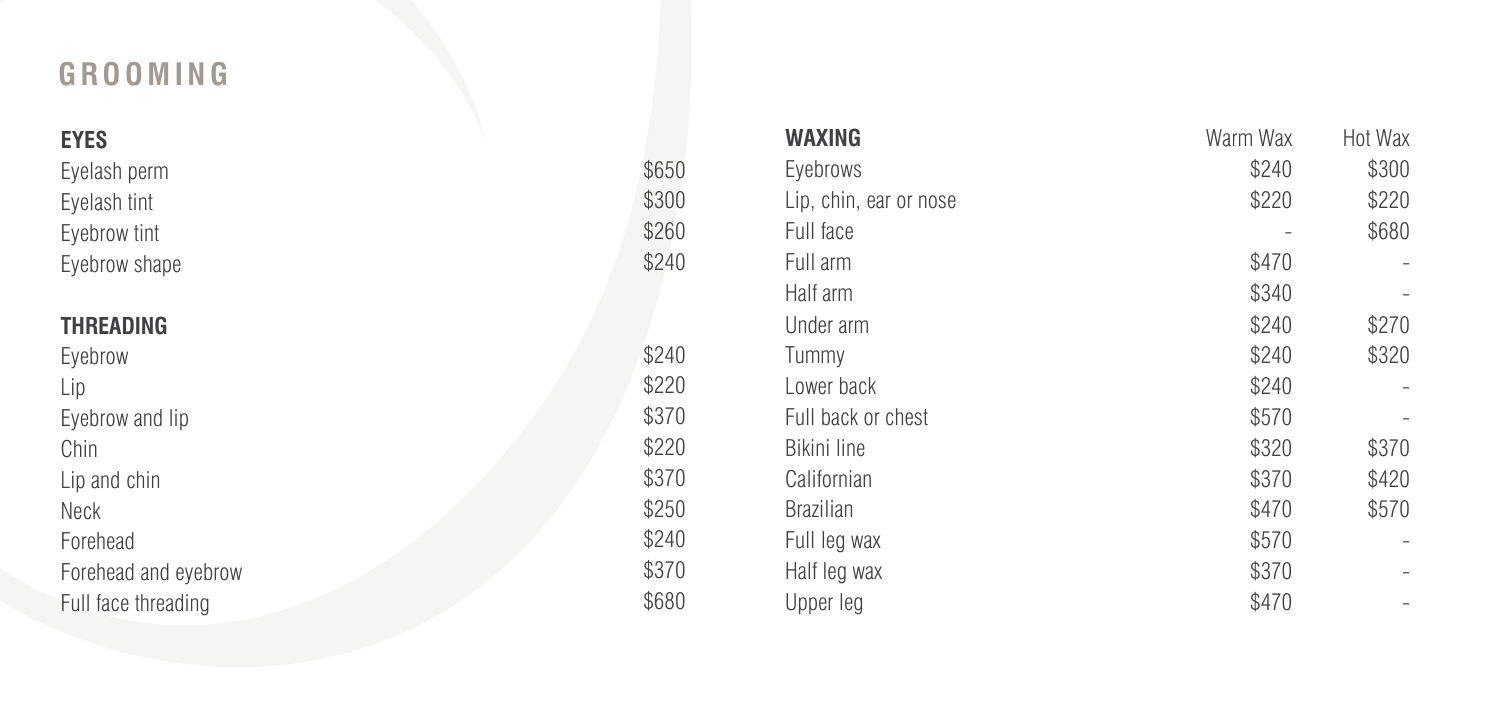# GROOMING

| EYES | |
|---|---|
| Eyelash perm | $650 |
| Eyelash tint | $300 |
| Eyebrow tint | $260 |
| Eyebrow shape | $240 |

| THREADING | |
|---|---|
| Eyebrow | $240 |
| Lip | $220 |
| Eyebrow and lip | $370 |
| Chin | $220 |
| Lip and chin | $370 |
| Neck | $250 |
| Forehead | $240 |
| Forehead and eyebrow | $370 |
| Full face threading | $680 |

| WAXING | Warm Wax | Hot Wax |
|---|---|---|
| Eyebrows | $240 | $300 |
| Lip, chin, ear or nose | $220 | $220 |
| Full face | - | $680 |
| Full arm | $470 | - |
| Half arm | $340 | - |
| Under arm | $240 | $270 |
| Tummy | $240 | $320 |
| Lower back | $240 | - |
| Full back or chest | $570 | - |
| Bikini line | $320 | $370 |
| Californian | $370 | $420 |
| Brazilian | $470 | $570 |
| Full leg wax | $570 | - |
| Half leg wax | $370 | - |
| Upper leg | $470 | - |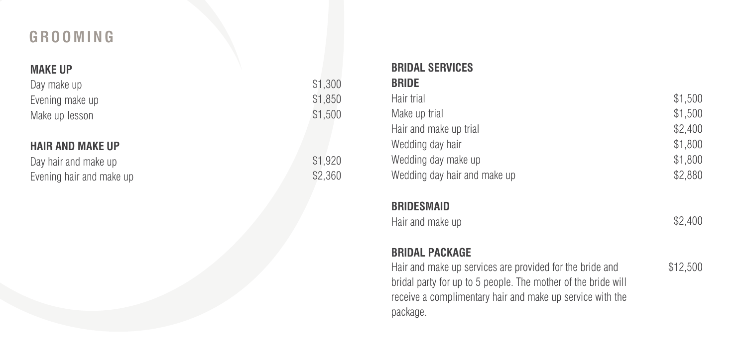# GROOMING

### MAKE UP

| | |
|---|---|
| Day make up | $1,300 |
| Evening make up | $1,850 |
| Make up lesson | $1,500 |

### HAIR AND MAKE UP

| | |
|---|---|
| Day hair and make up | $1,920 |
| Evening hair and make up | $2,360 |

### BRIDAL SERVICES

#### BRIDE

| | |
|---|---|
| Hair trial | $1,500 |
| Make up trial | $1,500 |
| Hair and make up trial | $2,400 |
| Wedding day hair | $1,800 |
| Wedding day make up | $1,800 |
| Wedding day hair and make up | $2,880 |

#### BRIDESMAID

| | |
|---|---|
| Hair and make up | $2,400 |

#### BRIDAL PACKAGE

| | |
|---|---|
| Hair and make up services are provided for the bride and bridal party for up to 5 people. The mother of the bride will receive a complimentary hair and make up service with the package. | $12,500 |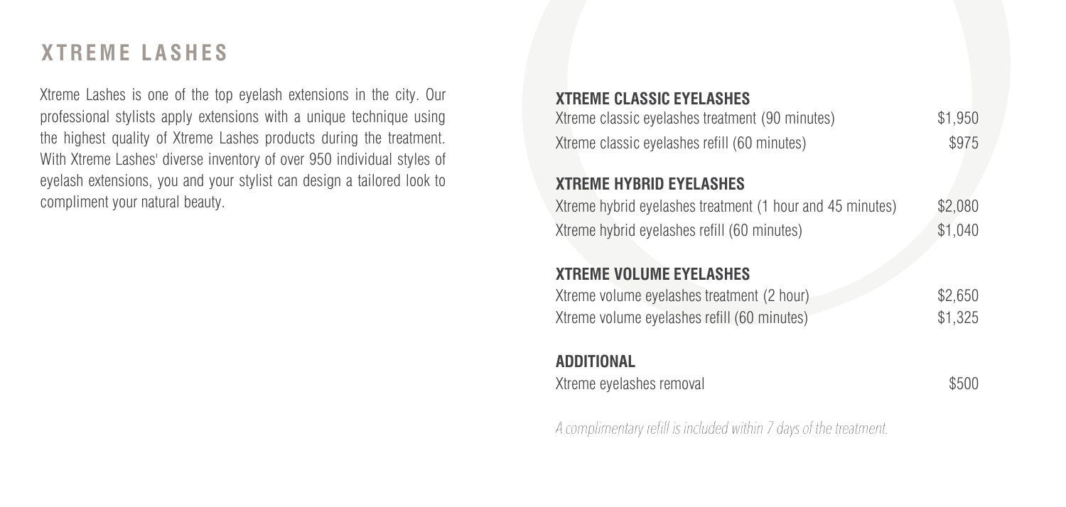# XTREME LASHES

Xtreme Lashes is one of the top eyelash extensions in the city. Our professional stylists apply extensions with a unique technique using the highest quality of Xtreme Lashes products during the treatment. With Xtreme Lashes' diverse inventory of over 950 individual styles of eyelash extensions, you and your stylist can design a tailored look to compliment your natural beauty.

### XTREME CLASSIC EYELASHES

| | |
|---|---|
| Xtreme classic eyelashes treatment (90 minutes) | $1,950 |
| Xtreme classic eyelashes refill (60 minutes) | $975 |

### XTREME HYBRID EYELASHES

| | |
|---|---|
| Xtreme hybrid eyelashes treatment (1 hour and 45 minutes) | $2,080 |
| Xtreme hybrid eyelashes refill (60 minutes) | $1,040 |

### XTREME VOLUME EYELASHES

| | |
|---|---|
| Xtreme volume eyelashes treatment (2 hour) | $2,650 |
| Xtreme volume eyelashes refill (60 minutes) | $1,325 |

### ADDITIONAL

| | |
|---|---|
| Xtreme eyelashes removal | $500 |

*A complimentary refill is included within 7 days of the treatment.*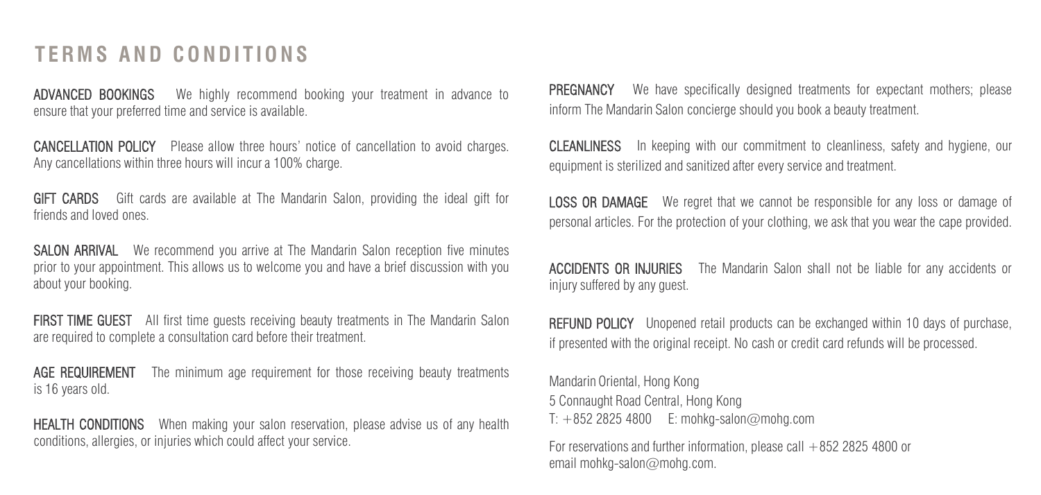# TERMS AND CONDITIONS

**ADVANCED BOOKINGS** We highly recommend booking your treatment in advance to ensure that your preferred time and service is available.

**CANCELLATION POLICY** Please allow three hours' notice of cancellation to avoid charges. Any cancellations within three hours will incur a 100% charge.

**GIFT CARDS** Gift cards are available at The Mandarin Salon, providing the ideal gift for friends and loved ones.

**SALON ARRIVAL** We recommend you arrive at The Mandarin Salon reception five minutes prior to your appointment. This allows us to welcome you and have a brief discussion with you about your booking.

**FIRST TIME GUEST** All first time guests receiving beauty treatments in The Mandarin Salon are required to complete a consultation card before their treatment.

**AGE REQUIREMENT** The minimum age requirement for those receiving beauty treatments is 16 years old.

**HEALTH CONDITIONS** When making your salon reservation, please advise us of any health conditions, allergies, or injuries which could affect your service.

**PREGNANCY** We have specifically designed treatments for expectant mothers; please inform The Mandarin Salon concierge should you book a beauty treatment.

**CLEANLINESS** In keeping with our commitment to cleanliness, safety and hygiene, our equipment is sterilized and sanitized after every service and treatment.

**LOSS OR DAMAGE** We regret that we cannot be responsible for any loss or damage of personal articles. For the protection of your clothing, we ask that you wear the cape provided.

**ACCIDENTS OR INJURIES** The Mandarin Salon shall not be liable for any accidents or injury suffered by any guest.

**REFUND POLICY** Unopened retail products can be exchanged within 10 days of purchase, if presented with the original receipt. No cash or credit card refunds will be processed.

Mandarin Oriental, Hong Kong
5 Connaught Road Central, Hong Kong
T: +852 2825 4800 E: mohkg-salon@mohg.com

For reservations and further information, please call +852 2825 4800 or email mohkg-salon@mohg.com.